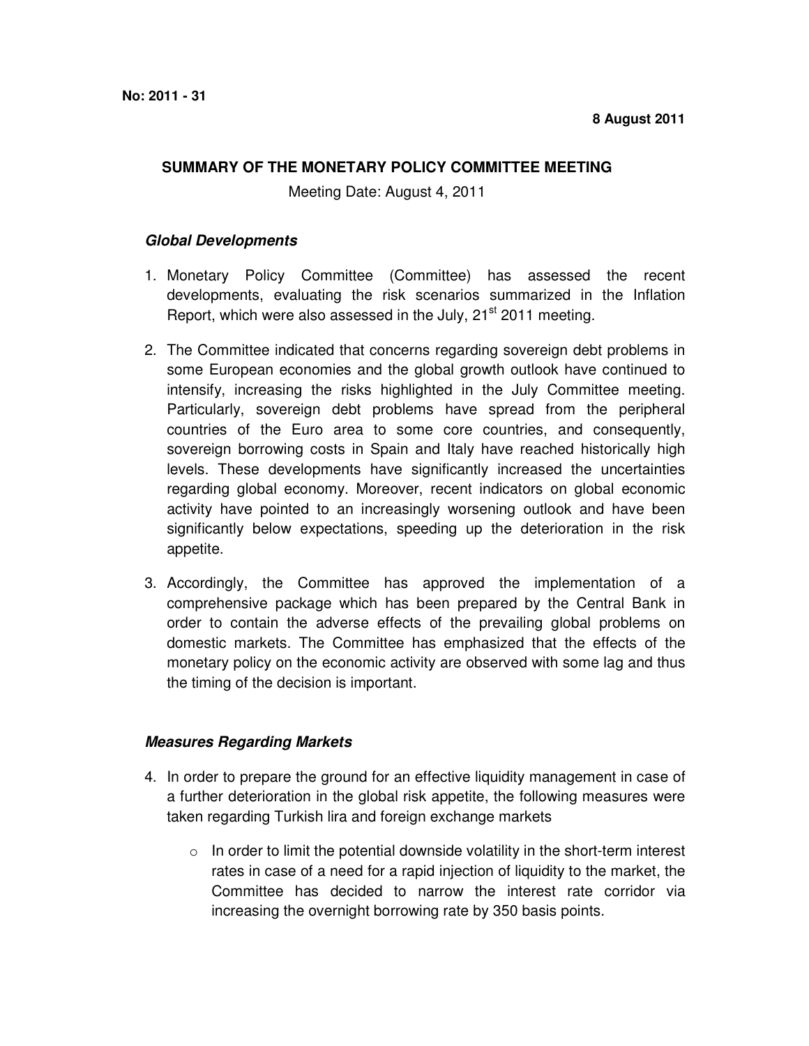**No: 2011 - 31**

**8 August 2011**

**SUMMARY OF THE MONETARY POLICY COMMITTEE MEETING**

Meeting Date: August 4, 2011

***Global Developments***

1. Monetary Policy Committee (Committee) has assessed the recent developments, evaluating the risk scenarios summarized in the Inflation Report, which were also assessed in the July, 21st 2011 meeting.

2. The Committee indicated that concerns regarding sovereign debt problems in some European economies and the global growth outlook have continued to intensify, increasing the risks highlighted in the July Committee meeting. Particularly, sovereign debt problems have spread from the peripheral countries of the Euro area to some core countries, and consequently, sovereign borrowing costs in Spain and Italy have reached historically high levels. These developments have significantly increased the uncertainties regarding global economy. Moreover, recent indicators on global economic activity have pointed to an increasingly worsening outlook and have been significantly below expectations, speeding up the deterioration in the risk appetite.

3. Accordingly, the Committee has approved the implementation of a comprehensive package which has been prepared by the Central Bank in order to contain the adverse effects of the prevailing global problems on domestic markets. The Committee has emphasized that the effects of the monetary policy on the economic activity are observed with some lag and thus the timing of the decision is important.

***Measures Regarding Markets***

4. In order to prepare the ground for an effective liquidity management in case of a further deterioration in the global risk appetite, the following measures were taken regarding Turkish lira and foreign exchange markets

   - In order to limit the potential downside volatility in the short-term interest rates in case of a need for a rapid injection of liquidity to the market, the Committee has decided to narrow the interest rate corridor via increasing the overnight borrowing rate by 350 basis points.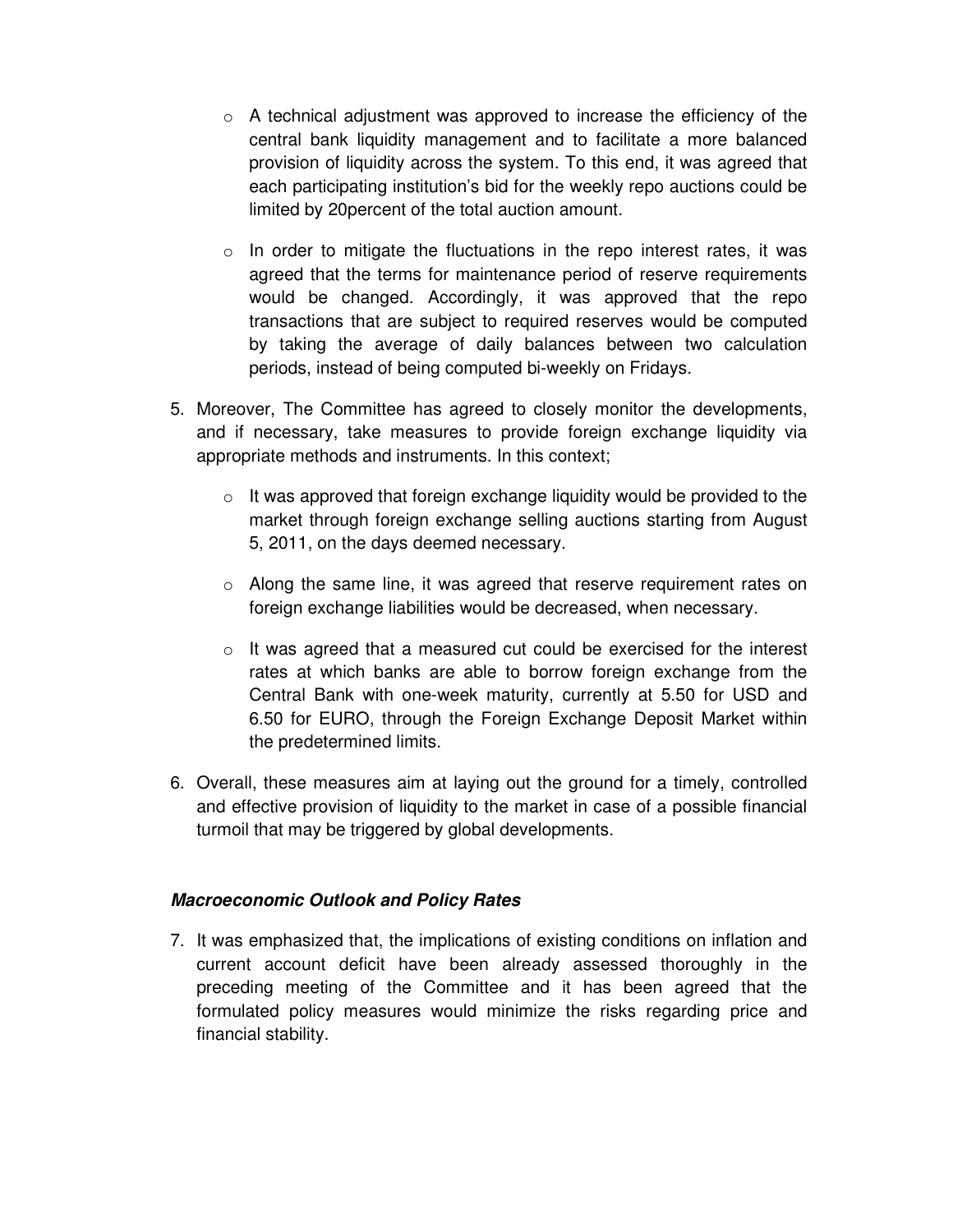- A technical adjustment was approved to increase the efficiency of the central bank liquidity management and to facilitate a more balanced provision of liquidity across the system. To this end, it was agreed that each participating institution's bid for the weekly repo auctions could be limited by 20percent of the total auction amount.

- In order to mitigate the fluctuations in the repo interest rates, it was agreed that the terms for maintenance period of reserve requirements would be changed. Accordingly, it was approved that the repo transactions that are subject to required reserves would be computed by taking the average of daily balances between two calculation periods, instead of being computed bi-weekly on Fridays.

5. Moreover, The Committee has agreed to closely monitor the developments, and if necessary, take measures to provide foreign exchange liquidity via appropriate methods and instruments. In this context;

   - It was approved that foreign exchange liquidity would be provided to the market through foreign exchange selling auctions starting from August 5, 2011, on the days deemed necessary.

   - Along the same line, it was agreed that reserve requirement rates on foreign exchange liabilities would be decreased, when necessary.

   - It was agreed that a measured cut could be exercised for the interest rates at which banks are able to borrow foreign exchange from the Central Bank with one-week maturity, currently at 5.50 for USD and 6.50 for EURO, through the Foreign Exchange Deposit Market within the predetermined limits.

6. Overall, these measures aim at laying out the ground for a timely, controlled and effective provision of liquidity to the market in case of a possible financial turmoil that may be triggered by global developments.

### ***Macroeconomic Outlook and Policy Rates***

7. It was emphasized that, the implications of existing conditions on inflation and current account deficit have been already assessed thoroughly in the preceding meeting of the Committee and it has been agreed that the formulated policy measures would minimize the risks regarding price and financial stability.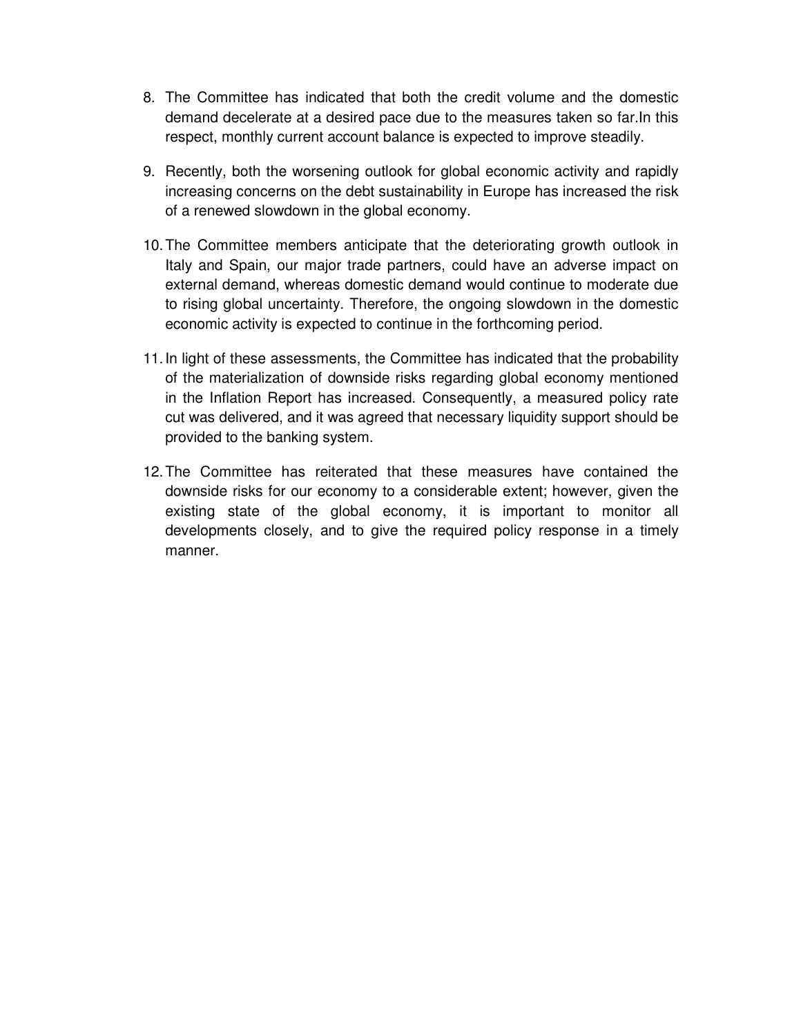8. The Committee has indicated that both the credit volume and the domestic demand decelerate at a desired pace due to the measures taken so far.In this respect, monthly current account balance is expected to improve steadily.

9. Recently, both the worsening outlook for global economic activity and rapidly increasing concerns on the debt sustainability in Europe has increased the risk of a renewed slowdown in the global economy.

10. The Committee members anticipate that the deteriorating growth outlook in Italy and Spain, our major trade partners, could have an adverse impact on external demand, whereas domestic demand would continue to moderate due to rising global uncertainty. Therefore, the ongoing slowdown in the domestic economic activity is expected to continue in the forthcoming period.

11. In light of these assessments, the Committee has indicated that the probability of the materialization of downside risks regarding global economy mentioned in the Inflation Report has increased. Consequently, a measured policy rate cut was delivered, and it was agreed that necessary liquidity support should be provided to the banking system.

12. The Committee has reiterated that these measures have contained the downside risks for our economy to a considerable extent; however, given the existing state of the global economy, it is important to monitor all developments closely, and to give the required policy response in a timely manner.